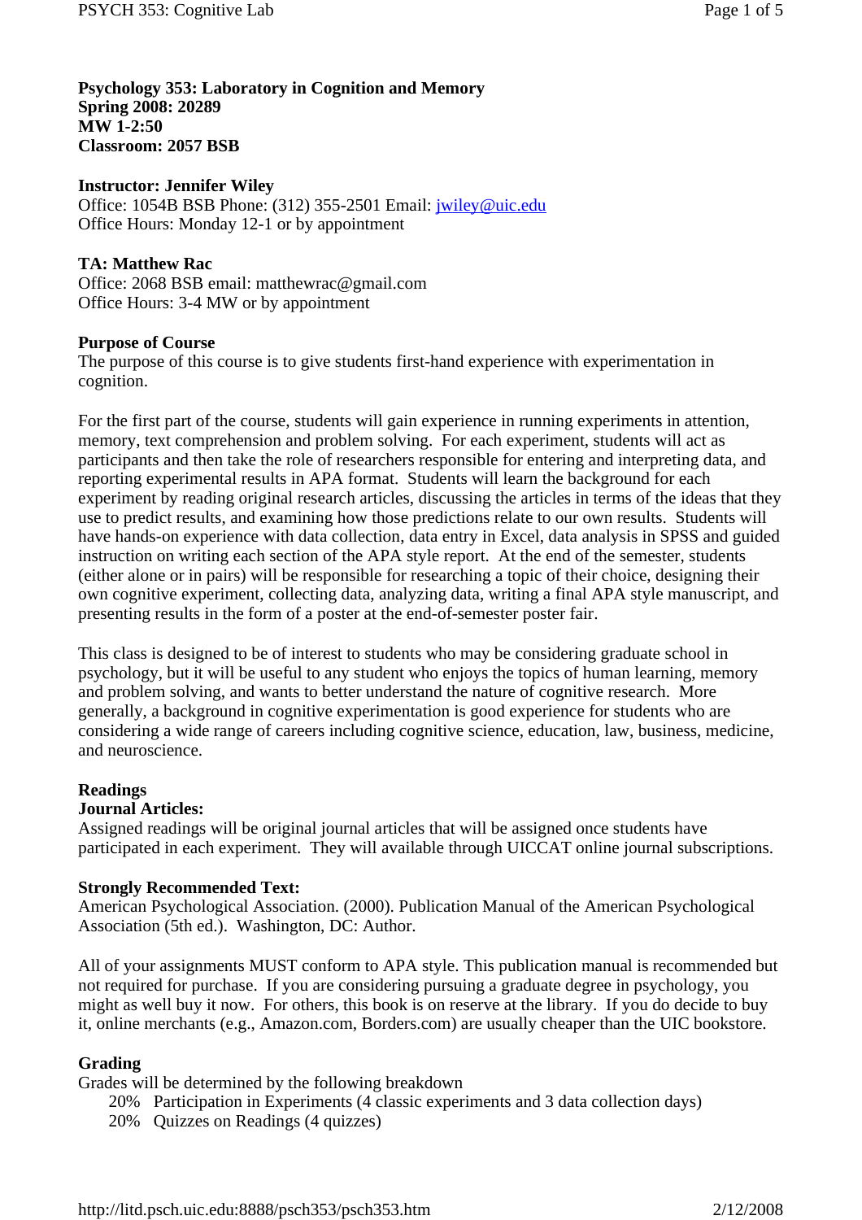**Psychology 353: Laboratory in Cognition and Memory**
**Spring 2008: 20289**
**MW 1-2:50**
**Classroom: 2057 BSB**

**Instructor: Jennifer Wiley**
Office: 1054B BSB Phone: (312) 355-2501 Email: jwiley@uic.edu
Office Hours: Monday 12-1 or by appointment

**TA: Matthew Rac**
Office: 2068 BSB email: matthewrac@gmail.com
Office Hours: 3-4 MW or by appointment

**Purpose of Course**
The purpose of this course is to give students first-hand experience with experimentation in cognition.

For the first part of the course, students will gain experience in running experiments in attention, memory, text comprehension and problem solving. For each experiment, students will act as participants and then take the role of researchers responsible for entering and interpreting data, and reporting experimental results in APA format. Students will learn the background for each experiment by reading original research articles, discussing the articles in terms of the ideas that they use to predict results, and examining how those predictions relate to our own results. Students will have hands-on experience with data collection, data entry in Excel, data analysis in SPSS and guided instruction on writing each section of the APA style report. At the end of the semester, students (either alone or in pairs) will be responsible for researching a topic of their choice, designing their own cognitive experiment, collecting data, analyzing data, writing a final APA style manuscript, and presenting results in the form of a poster at the end-of-semester poster fair.

This class is designed to be of interest to students who may be considering graduate school in psychology, but it will be useful to any student who enjoys the topics of human learning, memory and problem solving, and wants to better understand the nature of cognitive research. More generally, a background in cognitive experimentation is good experience for students who are considering a wide range of careers including cognitive science, education, law, business, medicine, and neuroscience.

**Readings**
**Journal Articles:**
Assigned readings will be original journal articles that will be assigned once students have participated in each experiment. They will available through UICCAT online journal subscriptions.

**Strongly Recommended Text:**
American Psychological Association. (2000). Publication Manual of the American Psychological Association (5th ed.). Washington, DC: Author.

All of your assignments MUST conform to APA style. This publication manual is recommended but not required for purchase. If you are considering pursuing a graduate degree in psychology, you might as well buy it now. For others, this book is on reserve at the library. If you do decide to buy it, online merchants (e.g., Amazon.com, Borders.com) are usually cheaper than the UIC bookstore.

**Grading**
Grades will be determined by the following breakdown

- 20% Participation in Experiments (4 classic experiments and 3 data collection days)
- 20% Quizzes on Readings (4 quizzes)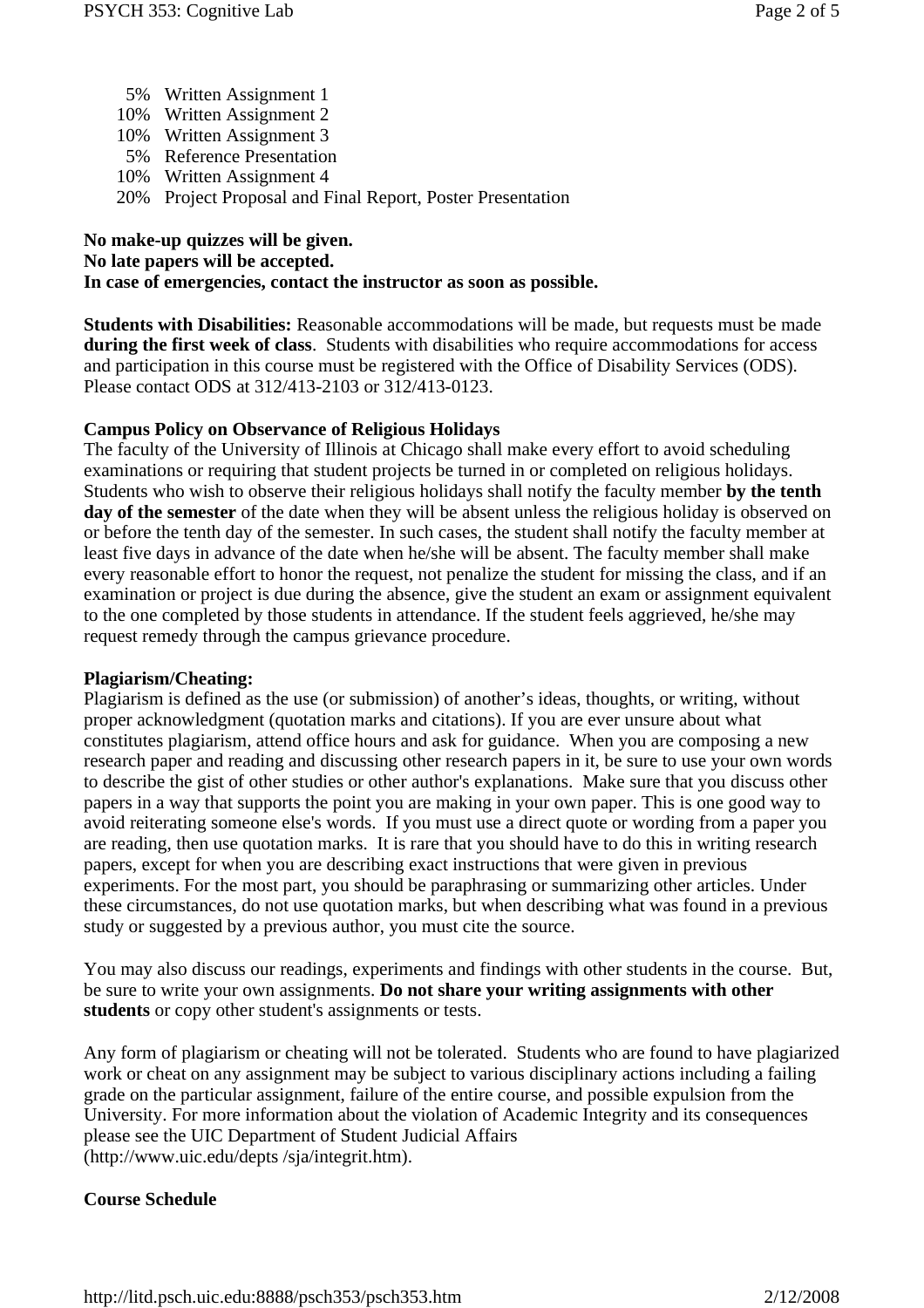- 5% Written Assignment 1
- 10% Written Assignment 2
- 10% Written Assignment 3
- 5% Reference Presentation
- 10% Written Assignment 4
- 20% Project Proposal and Final Report, Poster Presentation

**No make-up quizzes will be given.**
**No late papers will be accepted.**
**In case of emergencies, contact the instructor as soon as possible.**

**Students with Disabilities:** Reasonable accommodations will be made, but requests must be made **during the first week of class**. Students with disabilities who require accommodations for access and participation in this course must be registered with the Office of Disability Services (ODS). Please contact ODS at 312/413-2103 or 312/413-0123.

**Campus Policy on Observance of Religious Holidays**

The faculty of the University of Illinois at Chicago shall make every effort to avoid scheduling examinations or requiring that student projects be turned in or completed on religious holidays. Students who wish to observe their religious holidays shall notify the faculty member **by the tenth day of the semester** of the date when they will be absent unless the religious holiday is observed on or before the tenth day of the semester. In such cases, the student shall notify the faculty member at least five days in advance of the date when he/she will be absent. The faculty member shall make every reasonable effort to honor the request, not penalize the student for missing the class, and if an examination or project is due during the absence, give the student an exam or assignment equivalent to the one completed by those students in attendance. If the student feels aggrieved, he/she may request remedy through the campus grievance procedure.

**Plagiarism/Cheating:**

Plagiarism is defined as the use (or submission) of another's ideas, thoughts, or writing, without proper acknowledgment (quotation marks and citations). If you are ever unsure about what constitutes plagiarism, attend office hours and ask for guidance. When you are composing a new research paper and reading and discussing other research papers in it, be sure to use your own words to describe the gist of other studies or other author's explanations. Make sure that you discuss other papers in a way that supports the point you are making in your own paper. This is one good way to avoid reiterating someone else's words. If you must use a direct quote or wording from a paper you are reading, then use quotation marks. It is rare that you should have to do this in writing research papers, except for when you are describing exact instructions that were given in previous experiments. For the most part, you should be paraphrasing or summarizing other articles. Under these circumstances, do not use quotation marks, but when describing what was found in a previous study or suggested by a previous author, you must cite the source.

You may also discuss our readings, experiments and findings with other students in the course. But, be sure to write your own assignments. **Do not share your writing assignments with other students** or copy other student's assignments or tests.

Any form of plagiarism or cheating will not be tolerated. Students who are found to have plagiarized work or cheat on any assignment may be subject to various disciplinary actions including a failing grade on the particular assignment, failure of the entire course, and possible expulsion from the University. For more information about the violation of Academic Integrity and its consequences please see the UIC Department of Student Judicial Affairs (http://www.uic.edu/depts /sja/integrit.htm).

**Course Schedule**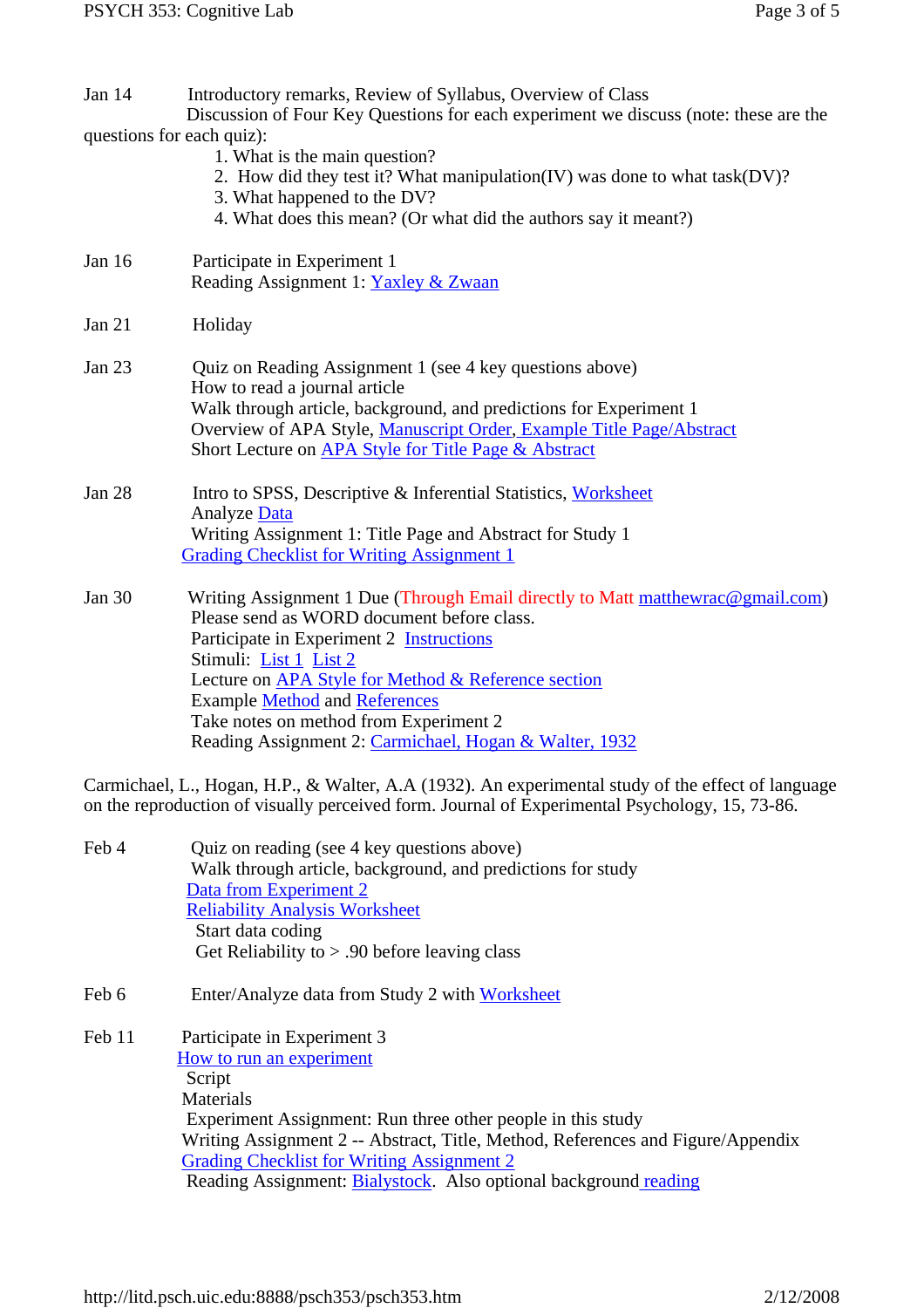Jan 14 Introductory remarks, Review of Syllabus, Overview of Class
Discussion of Four Key Questions for each experiment we discuss (note: these are the questions for each quiz):

1. What is the main question?
2. How did they test it? What manipulation(IV) was done to what task(DV)?
3. What happened to the DV?
4. What does this mean? (Or what did the authors say it meant?)

Jan 16 Participate in Experiment 1
Reading Assignment 1: Yaxley & Zwaan

Jan 21 Holiday

Jan 23 Quiz on Reading Assignment 1 (see 4 key questions above)
How to read a journal article
Walk through article, background, and predictions for Experiment 1
Overview of APA Style, Manuscript Order, Example Title Page/Abstract
Short Lecture on APA Style for Title Page & Abstract

Jan 28 Intro to SPSS, Descriptive & Inferential Statistics, Worksheet
Analyze Data
Writing Assignment 1: Title Page and Abstract for Study 1
Grading Checklist for Writing Assignment 1

Jan 30 Writing Assignment 1 Due (Through Email directly to Matt matthewrac@gmail.com)
Please send as WORD document before class.
Participate in Experiment 2 Instructions
Stimuli: List 1 List 2
Lecture on APA Style for Method & Reference section
Example Method and References
Take notes on method from Experiment 2
Reading Assignment 2: Carmichael, Hogan & Walter, 1932

Carmichael, L., Hogan, H.P., & Walter, A.A (1932). An experimental study of the effect of language on the reproduction of visually perceived form. Journal of Experimental Psychology, 15, 73-86.

Feb 4 Quiz on reading (see 4 key questions above)
Walk through article, background, and predictions for study
Data from Experiment 2
Reliability Analysis Worksheet
Start data coding
Get Reliability to > .90 before leaving class

Feb 6 Enter/Analyze data from Study 2 with Worksheet

Feb 11 Participate in Experiment 3
How to run an experiment
Script
Materials
Experiment Assignment: Run three other people in this study
Writing Assignment 2 -- Abstract, Title, Method, References and Figure/Appendix
Grading Checklist for Writing Assignment 2
Reading Assignment: Bialystock. Also optional background reading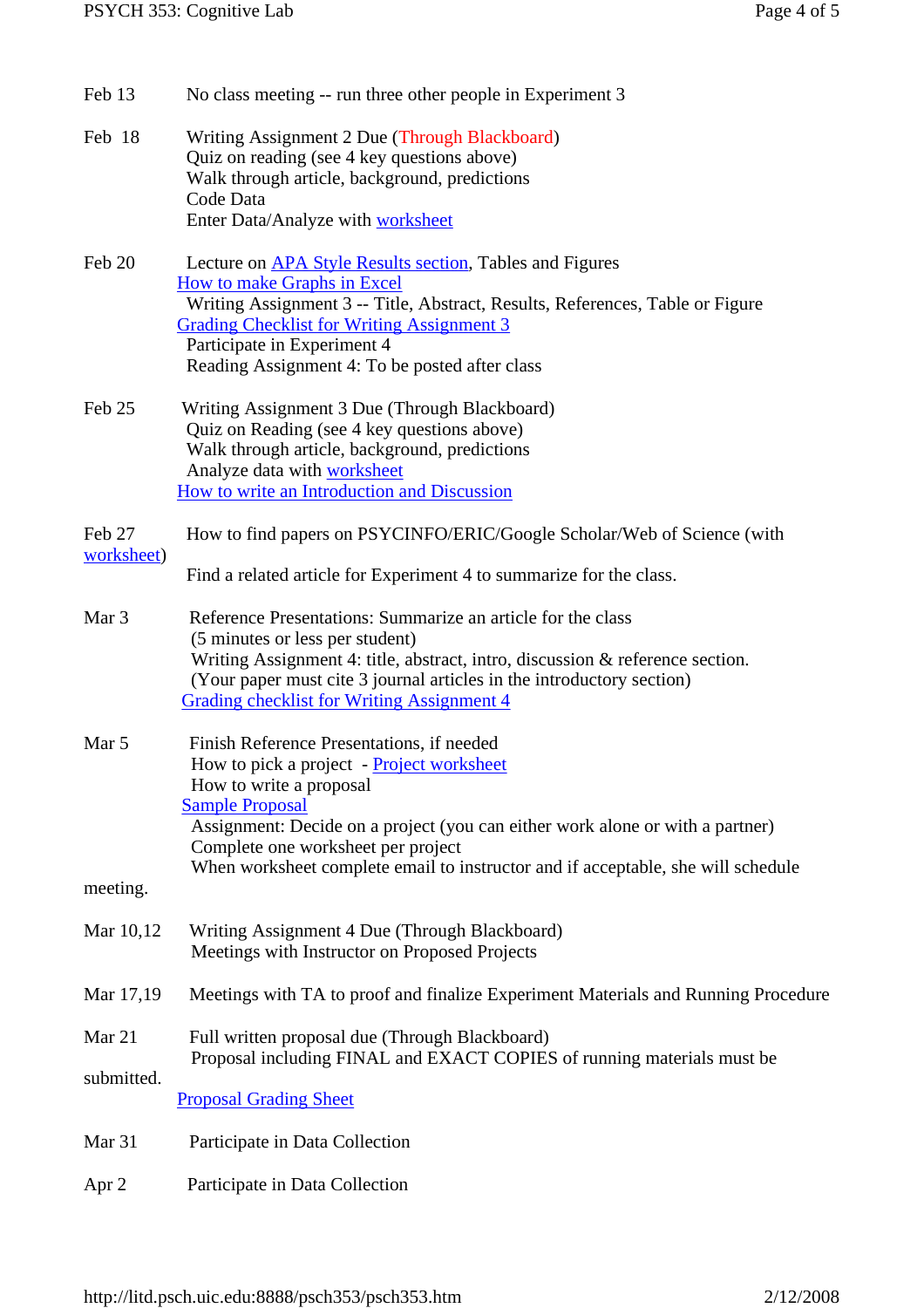| | |
|---|---|
| Feb 13 | No class meeting -- run three other people in Experiment 3 |
| Feb 18 | Writing Assignment 2 Due (Through Blackboard)<br>Quiz on reading (see 4 key questions above)<br>Walk through article, background, predictions<br>Code Data<br>Enter Data/Analyze with worksheet |
| Feb 20 | Lecture on APA Style Results section, Tables and Figures<br>How to make Graphs in Excel<br>Writing Assignment 3 -- Title, Abstract, Results, References, Table or Figure<br>Grading Checklist for Writing Assignment 3<br>Participate in Experiment 4<br>Reading Assignment 4: To be posted after class |
| Feb 25 | Writing Assignment 3 Due (Through Blackboard)<br>Quiz on Reading (see 4 key questions above)<br>Walk through article, background, predictions<br>Analyze data with worksheet<br>How to write an Introduction and Discussion |
| Feb 27 | How to find papers on PSYCINFO/ERIC/Google Scholar/Web of Science (with worksheet)<br>Find a related article for Experiment 4 to summarize for the class. |
| Mar 3 | Reference Presentations: Summarize an article for the class<br>(5 minutes or less per student)<br>Writing Assignment 4: title, abstract, intro, discussion & reference section.<br>(Your paper must cite 3 journal articles in the introductory section)<br>Grading checklist for Writing Assignment 4 |
| Mar 5 | Finish Reference Presentations, if needed<br>How to pick a project - Project worksheet<br>How to write a proposal<br>Sample Proposal<br>Assignment: Decide on a project (you can either work alone or with a partner)<br>Complete one worksheet per project<br>When worksheet complete email to instructor and if acceptable, she will schedule meeting. |
| Mar 10,12 | Writing Assignment 4 Due (Through Blackboard)<br>Meetings with Instructor on Proposed Projects |
| Mar 17,19 | Meetings with TA to proof and finalize Experiment Materials and Running Procedure |
| Mar 21 | Full written proposal due (Through Blackboard)<br>Proposal including FINAL and EXACT COPIES of running materials must be submitted.<br>Proposal Grading Sheet |
| Mar 31 | Participate in Data Collection |
| Apr 2 | Participate in Data Collection |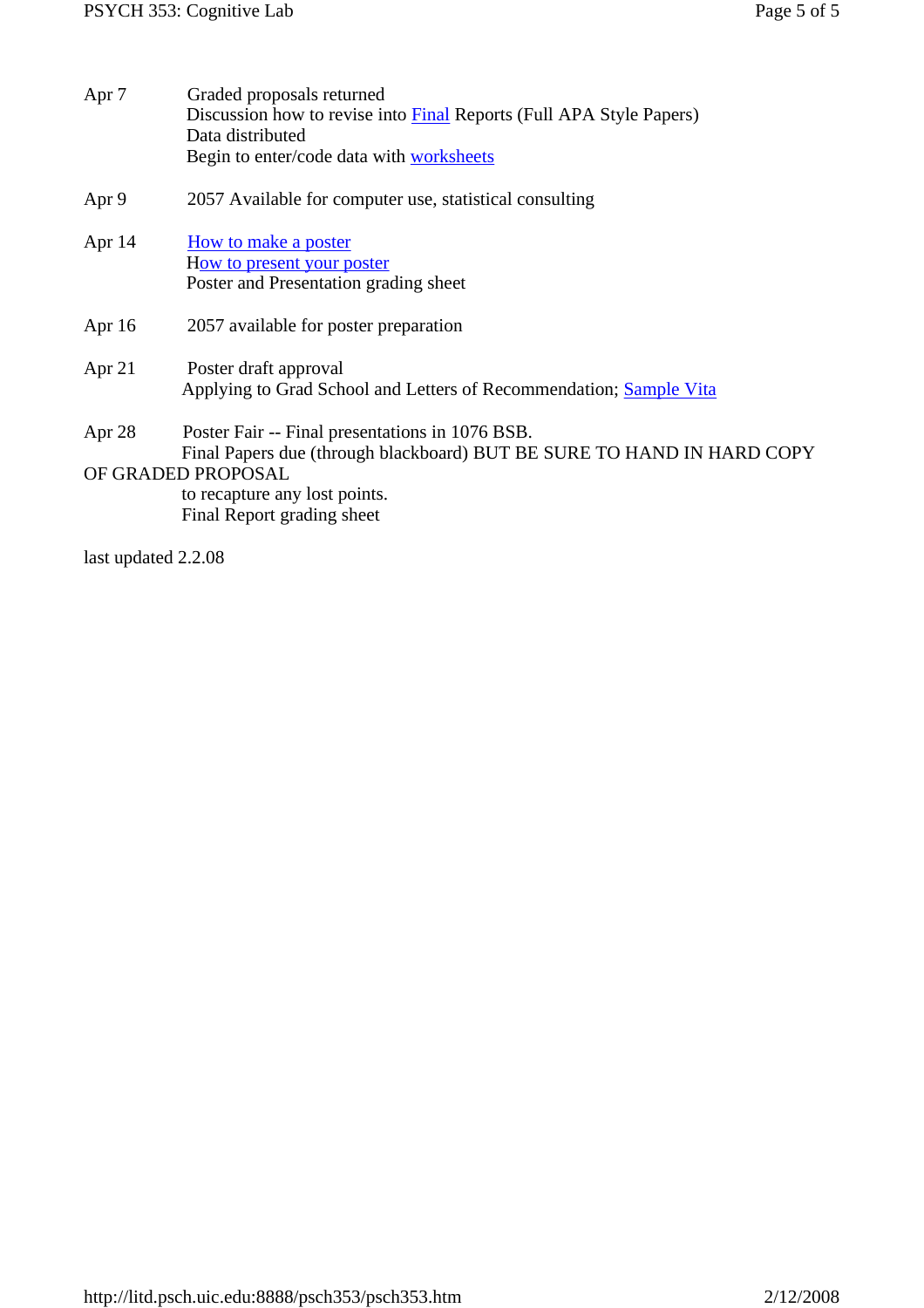Apr 7 Graded proposals returned
Discussion how to revise into Final Reports (Full APA Style Papers)
Data distributed
Begin to enter/code data with worksheets

Apr 9 2057 Available for computer use, statistical consulting

Apr 14 How to make a poster
How to present your poster
Poster and Presentation grading sheet

Apr 16 2057 available for poster preparation

Apr 21 Poster draft approval
Applying to Grad School and Letters of Recommendation; Sample Vita

Apr 28 Poster Fair -- Final presentations in 1076 BSB.
Final Papers due (through blackboard) BUT BE SURE TO HAND IN HARD COPY OF GRADED PROPOSAL
to recapture any lost points.
Final Report grading sheet

last updated 2.2.08